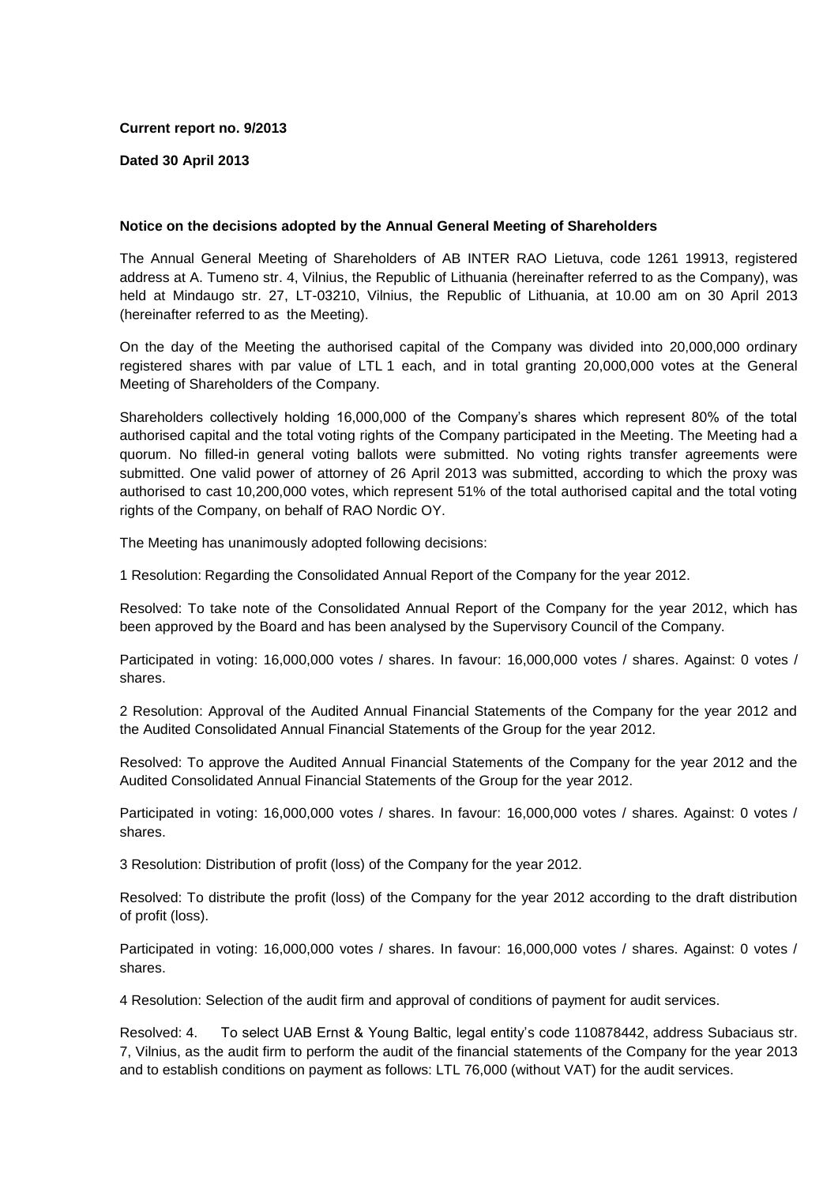**Current report no. 9/2013**

**Dated 30 April 2013**

**Notice on the decisions adopted by the Annual General Meeting of Shareholders**

The Annual General Meeting of Shareholders of AB INTER RAO Lietuva, code 1261 19913, registered address at A. Tumeno str. 4, Vilnius, the Republic of Lithuania (hereinafter referred to as the Company), was held at Mindaugo str. 27, LT-03210, Vilnius, the Republic of Lithuania, at 10.00 am on 30 April 2013 (hereinafter referred to as the Meeting).

On the day of the Meeting the authorised capital of the Company was divided into 20,000,000 ordinary registered shares with par value of LTL 1 each, and in total granting 20,000,000 votes at the General Meeting of Shareholders of the Company.

Shareholders collectively holding 16,000,000 of the Company's shares which represent 80% of the total authorised capital and the total voting rights of the Company participated in the Meeting. The Meeting had a quorum. No filled-in general voting ballots were submitted. No voting rights transfer agreements were submitted. One valid power of attorney of 26 April 2013 was submitted, according to which the proxy was authorised to cast 10,200,000 votes, which represent 51% of the total authorised capital and the total voting rights of the Company, on behalf of RAO Nordic OY.

The Meeting has unanimously adopted following decisions:

1 Resolution: Regarding the Consolidated Annual Report of the Company for the year 2012.

Resolved: To take note of the Consolidated Annual Report of the Company for the year 2012, which has been approved by the Board and has been analysed by the Supervisory Council of the Company.

Participated in voting: 16,000,000 votes / shares. In favour: 16,000,000 votes / shares. Against: 0 votes / shares.

2 Resolution: Approval of the Audited Annual Financial Statements of the Company for the year 2012 and the Audited Consolidated Annual Financial Statements of the Group for the year 2012.

Resolved: To approve the Audited Annual Financial Statements of the Company for the year 2012 and the Audited Consolidated Annual Financial Statements of the Group for the year 2012.

Participated in voting: 16,000,000 votes / shares. In favour: 16,000,000 votes / shares. Against: 0 votes / shares.

3 Resolution: Distribution of profit (loss) of the Company for the year 2012.

Resolved: To distribute the profit (loss) of the Company for the year 2012 according to the draft distribution of profit (loss).

Participated in voting: 16,000,000 votes / shares. In favour: 16,000,000 votes / shares. Against: 0 votes / shares.

4 Resolution: Selection of the audit firm and approval of conditions of payment for audit services.

Resolved: 4. To select UAB Ernst & Young Baltic, legal entity's code 110878442, address Subaciaus str. 7, Vilnius, as the audit firm to perform the audit of the financial statements of the Company for the year 2013 and to establish conditions on payment as follows: LTL 76,000 (without VAT) for the audit services.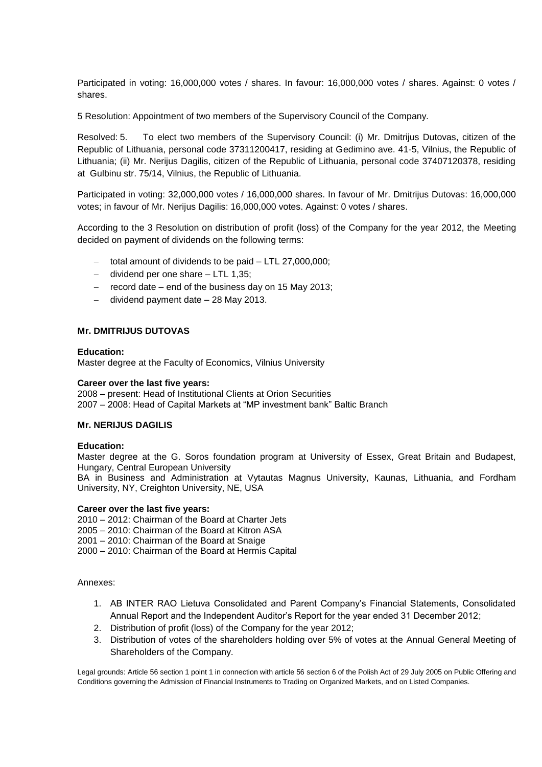Participated in voting: 16,000,000 votes / shares. In favour: 16,000,000 votes / shares. Against: 0 votes / shares.

5 Resolution: Appointment of two members of the Supervisory Council of the Company.

Resolved: 5. To elect two members of the Supervisory Council: (i) Mr. Dmitrijus Dutovas, citizen of the Republic of Lithuania, personal code 37311200417, residing at Gedimino ave. 41-5, Vilnius, the Republic of Lithuania; (ii) Mr. Nerijus Dagilis, citizen of the Republic of Lithuania, personal code 37407120378, residing at Gulbinu str. 75/14, Vilnius, the Republic of Lithuania.

Participated in voting: 32,000,000 votes / 16,000,000 shares. In favour of Mr. Dmitrijus Dutovas: 16,000,000 votes; in favour of Mr. Nerijus Dagilis: 16,000,000 votes. Against: 0 votes / shares.

According to the 3 Resolution on distribution of profit (loss) of the Company for the year 2012, the Meeting decided on payment of dividends on the following terms:

- total amount of dividends to be paid – LTL 27,000,000;
- dividend per one share – LTL 1,35;
- record date – end of the business day on 15 May 2013;
- dividend payment date – 28 May 2013.

**Mr. DMITRIJUS DUTOVAS**

**Education:**
Master degree at the Faculty of Economics, Vilnius University

**Career over the last five years:**
2008 – present: Head of Institutional Clients at Orion Securities
2007 – 2008: Head of Capital Markets at "MP investment bank" Baltic Branch

**Mr. NERIJUS DAGILIS**

**Education:**
Master degree at the G. Soros foundation program at University of Essex, Great Britain and Budapest, Hungary, Central European University
BA in Business and Administration at Vytautas Magnus University, Kaunas, Lithuania, and Fordham University, NY, Creighton University, NE, USA

**Career over the last five years:**
2010 – 2012: Chairman of the Board at Charter Jets
2005 – 2010: Chairman of the Board at Kitron ASA
2001 – 2010: Chairman of the Board at Snaige
2000 – 2010: Chairman of the Board at Hermis Capital

Annexes:

1. AB INTER RAO Lietuva Consolidated and Parent Company's Financial Statements, Consolidated Annual Report and the Independent Auditor's Report for the year ended 31 December 2012;
2. Distribution of profit (loss) of the Company for the year 2012;
3. Distribution of votes of the shareholders holding over 5% of votes at the Annual General Meeting of Shareholders of the Company.

Legal grounds: Article 56 section 1 point 1 in connection with article 56 section 6 of the Polish Act of 29 July 2005 on Public Offering and Conditions governing the Admission of Financial Instruments to Trading on Organized Markets, and on Listed Companies.